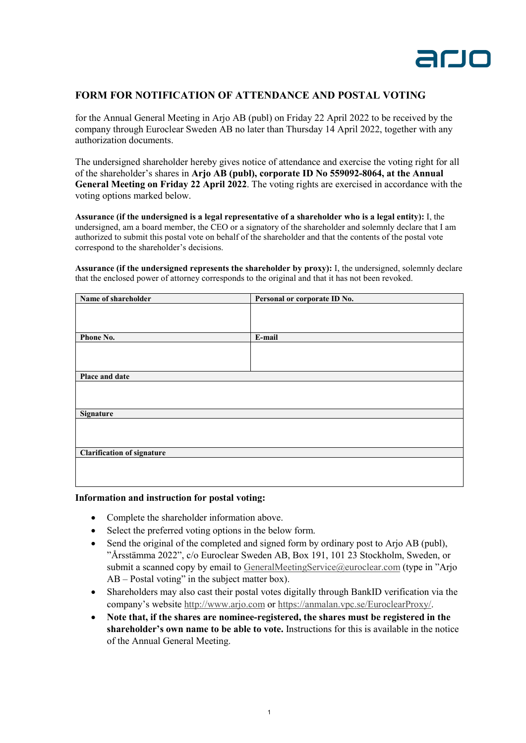## FORM FOR NOTIFICATION OF ATTENDANCE AND POSTAL VOTING

for the Annual General Meeting in Arjo AB (publ) on Friday 22 April 2022 to be received by the company through Euroclear Sweden AB no later than Thursday 14 April 2022, together with any authorization documents.

The undersigned shareholder hereby gives notice of attendance and exercise the voting right for all of the shareholder's shares in **Arjo AB (publ), corporate ID No 559092-8064, at the Annual General Meeting on Friday 22 April 2022**. The voting rights are exercised in accordance with the voting options marked below.

**Assurance (if the undersigned is a legal representative of a shareholder who is a legal entity):** I, the undersigned, am a board member, the CEO or a signatory of the shareholder and solemnly declare that I am authorized to submit this postal vote on behalf of the shareholder and that the contents of the postal vote correspond to the shareholder's decisions.

**Assurance (if the undersigned represents the shareholder by proxy):** I, the undersigned, solemnly declare that the enclosed power of attorney corresponds to the original and that it has not been revoked.

| **Name of shareholder** | **Personal or corporate ID No.** |
|---|---|
| | |
| **Phone No.** | **E-mail** |
| | |
| **Place and date** | |
| | |
| **Signature** | |
| | |
| **Clarification of signature** | |
| | |

**Information and instruction for postal voting:**

- Complete the shareholder information above.
- Select the preferred voting options in the below form.
- Send the original of the completed and signed form by ordinary post to Arjo AB (publ), "Årsstämma 2022", c/o Euroclear Sweden AB, Box 191, 101 23 Stockholm, Sweden, or submit a scanned copy by email to GeneralMeetingService@euroclear.com (type in "Arjo AB – Postal voting" in the subject matter box).
- Shareholders may also cast their postal votes digitally through BankID verification via the company's website http://www.arjo.com or https://anmalan.vpc.se/EuroclearProxy/.
- **Note that, if the shares are nominee-registered, the shares must be registered in the shareholder's own name to be able to vote.** Instructions for this is available in the notice of the Annual General Meeting.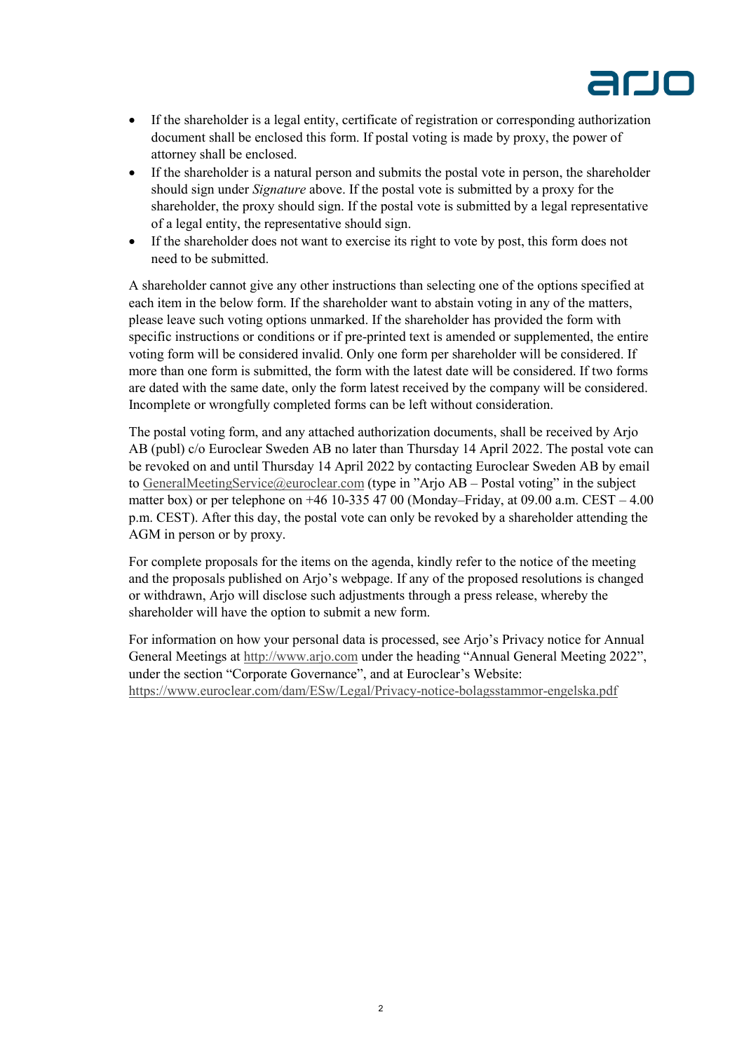- If the shareholder is a legal entity, certificate of registration or corresponding authorization document shall be enclosed this form. If postal voting is made by proxy, the power of attorney shall be enclosed.
- If the shareholder is a natural person and submits the postal vote in person, the shareholder should sign under *Signature* above. If the postal vote is submitted by a proxy for the shareholder, the proxy should sign. If the postal vote is submitted by a legal representative of a legal entity, the representative should sign.
- If the shareholder does not want to exercise its right to vote by post, this form does not need to be submitted.

A shareholder cannot give any other instructions than selecting one of the options specified at each item in the below form. If the shareholder want to abstain voting in any of the matters, please leave such voting options unmarked. If the shareholder has provided the form with specific instructions or conditions or if pre-printed text is amended or supplemented, the entire voting form will be considered invalid. Only one form per shareholder will be considered. If more than one form is submitted, the form with the latest date will be considered. If two forms are dated with the same date, only the form latest received by the company will be considered. Incomplete or wrongfully completed forms can be left without consideration.

The postal voting form, and any attached authorization documents, shall be received by Arjo AB (publ) c/o Euroclear Sweden AB no later than Thursday 14 April 2022. The postal vote can be revoked on and until Thursday 14 April 2022 by contacting Euroclear Sweden AB by email to GeneralMeetingService@euroclear.com (type in ”Arjo AB – Postal voting” in the subject matter box) or per telephone on +46 10-335 47 00 (Monday–Friday, at 09.00 a.m. CEST – 4.00 p.m. CEST). After this day, the postal vote can only be revoked by a shareholder attending the AGM in person or by proxy.

For complete proposals for the items on the agenda, kindly refer to the notice of the meeting and the proposals published on Arjo's webpage. If any of the proposed resolutions is changed or withdrawn, Arjo will disclose such adjustments through a press release, whereby the shareholder will have the option to submit a new form.

For information on how your personal data is processed, see Arjo's Privacy notice for Annual General Meetings at http://www.arjo.com under the heading "Annual General Meeting 2022", under the section "Corporate Governance", and at Euroclear's Website: https://www.euroclear.com/dam/ESw/Legal/Privacy-notice-bolagsstammor-engelska.pdf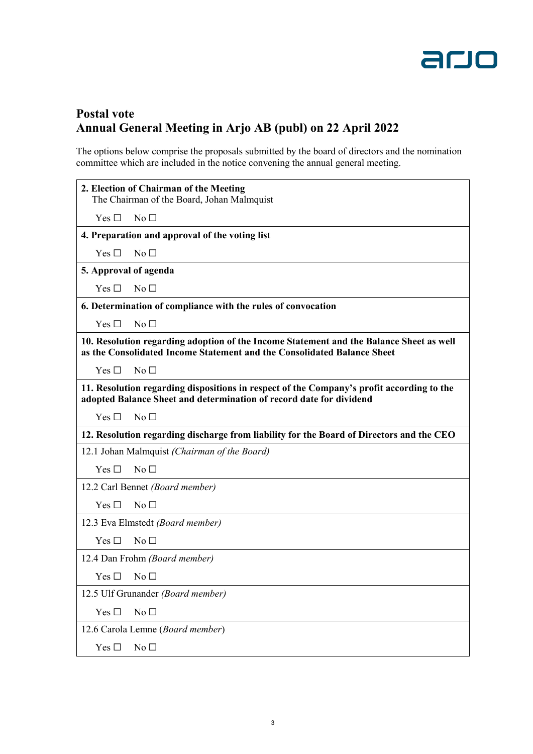# Postal vote
## Annual General Meeting in Arjo AB (publ) on 22 April 2022

The options below comprise the proposals submitted by the board of directors and the nomination committee which are included in the notice convening the annual general meeting.

**2. Election of Chairman of the Meeting**
The Chairman of the Board, Johan Malmquist

Yes ☐ No ☐

**4. Preparation and approval of the voting list**

Yes ☐ No ☐

**5. Approval of agenda**

Yes ☐ No ☐

**6. Determination of compliance with the rules of convocation**

Yes ☐ No ☐

**10. Resolution regarding adoption of the Income Statement and the Balance Sheet as well as the Consolidated Income Statement and the Consolidated Balance Sheet**

Yes ☐ No ☐

**11. Resolution regarding dispositions in respect of the Company's profit according to the adopted Balance Sheet and determination of record date for dividend**

Yes ☐ No ☐

**12. Resolution regarding discharge from liability for the Board of Directors and the CEO**

12.1 Johan Malmquist *(Chairman of the Board)*

Yes ☐ No ☐

12.2 Carl Bennet *(Board member)*

Yes ☐ No ☐

12.3 Eva Elmstedt *(Board member)*

Yes ☐ No ☐

12.4 Dan Frohm *(Board member)*

Yes ☐ No ☐

12.5 Ulf Grunander *(Board member)*

Yes ☐ No ☐

12.6 Carola Lemne (*Board member*)

Yes ☐ No ☐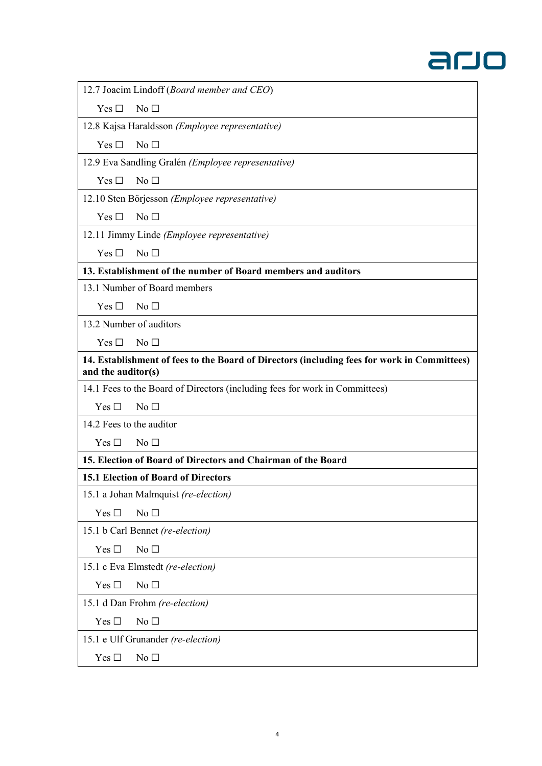| 12.7 Joacim Lindoff (*Board member and CEO*) |
|---|
| Yes ☐ No ☐ |
| 12.8 Kajsa Haraldsson *(Employee representative)* |
| Yes ☐ No ☐ |
| 12.9 Eva Sandling Gralén *(Employee representative)* |
| Yes ☐ No ☐ |
| 12.10 Sten Börjesson *(Employee representative)* |
| Yes ☐ No ☐ |
| 12.11 Jimmy Linde *(Employee representative)* |
| Yes ☐ No ☐ |
| **13. Establishment of the number of Board members and auditors** |
| 13.1 Number of Board members |
| Yes ☐ No ☐ |
| 13.2 Number of auditors |
| Yes ☐ No ☐ |
| **14. Establishment of fees to the Board of Directors (including fees for work in Committees) and the auditor(s)** |
| 14.1 Fees to the Board of Directors (including fees for work in Committees) |
| Yes ☐ No ☐ |
| 14.2 Fees to the auditor |
| Yes ☐ No ☐ |
| **15. Election of Board of Directors and Chairman of the Board** |
| **15.1 Election of Board of Directors** |
| 15.1 a Johan Malmquist *(re-election)* |
| Yes ☐ No ☐ |
| 15.1 b Carl Bennet *(re-election)* |
| Yes ☐ No ☐ |
| 15.1 c Eva Elmstedt *(re-election)* |
| Yes ☐ No ☐ |
| 15.1 d Dan Frohm *(re-election)* |
| Yes ☐ No ☐ |
| 15.1 e Ulf Grunander *(re-election)* |
| Yes ☐ No ☐ |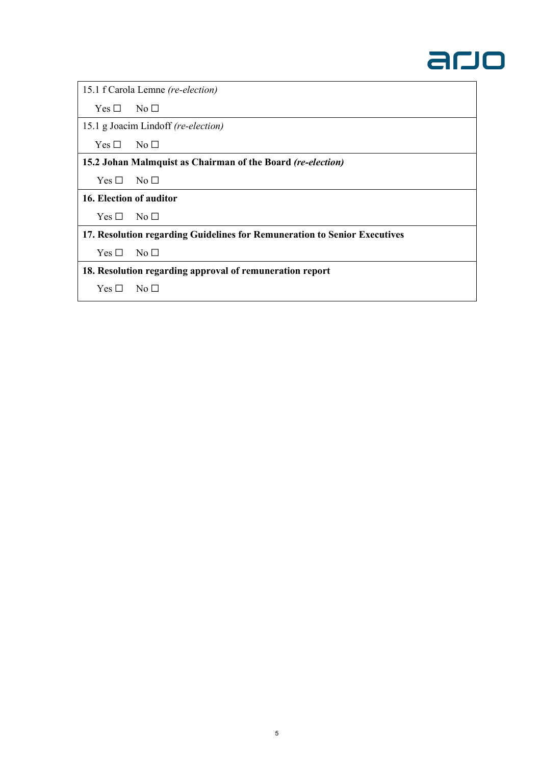15.1 f Carola Lemne *(re-election)*

Yes ☐ No ☐

15.1 g Joacim Lindoff *(re-election)*

Yes ☐ No ☐

**15.2 Johan Malmquist as Chairman of the Board *(re-election)***

Yes ☐ No ☐

**16. Election of auditor**

Yes ☐ No ☐

**17. Resolution regarding Guidelines for Remuneration to Senior Executives**

Yes ☐ No ☐

**18. Resolution regarding approval of remuneration report**

Yes ☐ No ☐